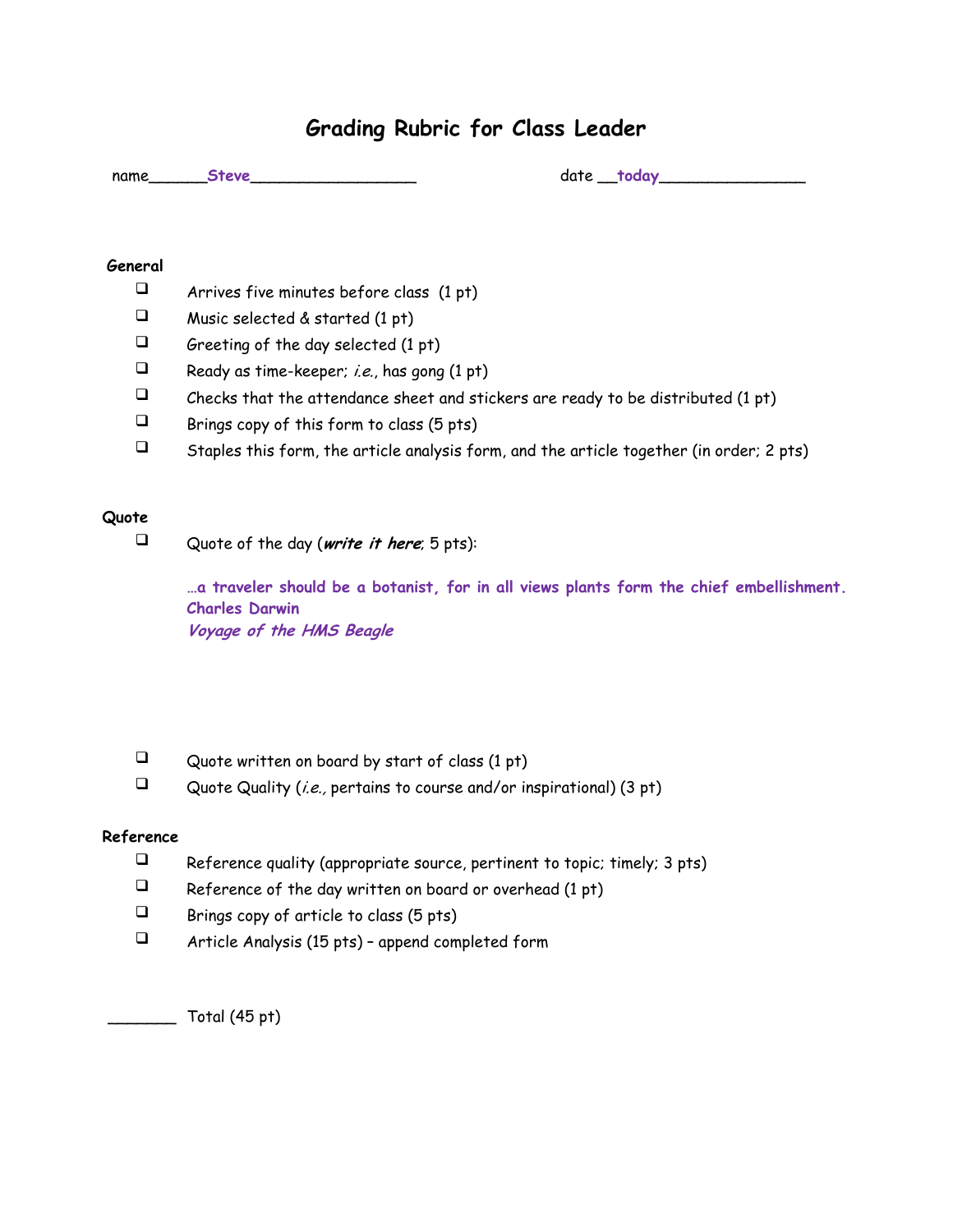# Grading Rubric for Class Leader

name______**Steve**__________________ date __**today**________________

**General**

- ❑ Arrives five minutes before class (1 pt)
- ❑ Music selected & started (1 pt)
- ❑ Greeting of the day selected (1 pt)
- ❑ Ready as time-keeper; *i.e.*, has gong (1 pt)
- ❑ Checks that the attendance sheet and stickers are ready to be distributed (1 pt)
- ❑ Brings copy of this form to class (5 pts)
- ❑ Staples this form, the article analysis form, and the article together (in order; 2 pts)

**Quote**

- ❑ Quote of the day (***write it here***; 5 pts):

  **…a traveler should be a botanist, for in all views plants form the chief embellishment.**
  **Charles Darwin**
  ***Voyage of the HMS Beagle***

- ❑ Quote written on board by start of class (1 pt)
- ❑ Quote Quality (*i.e.,* pertains to course and/or inspirational) (3 pt)

**Reference**

- ❑ Reference quality (appropriate source, pertinent to topic; timely; 3 pts)
- ❑ Reference of the day written on board or overhead (1 pt)
- ❑ Brings copy of article to class (5 pts)
- ❑ Article Analysis (15 pts) – append completed form

_______ Total (45 pt)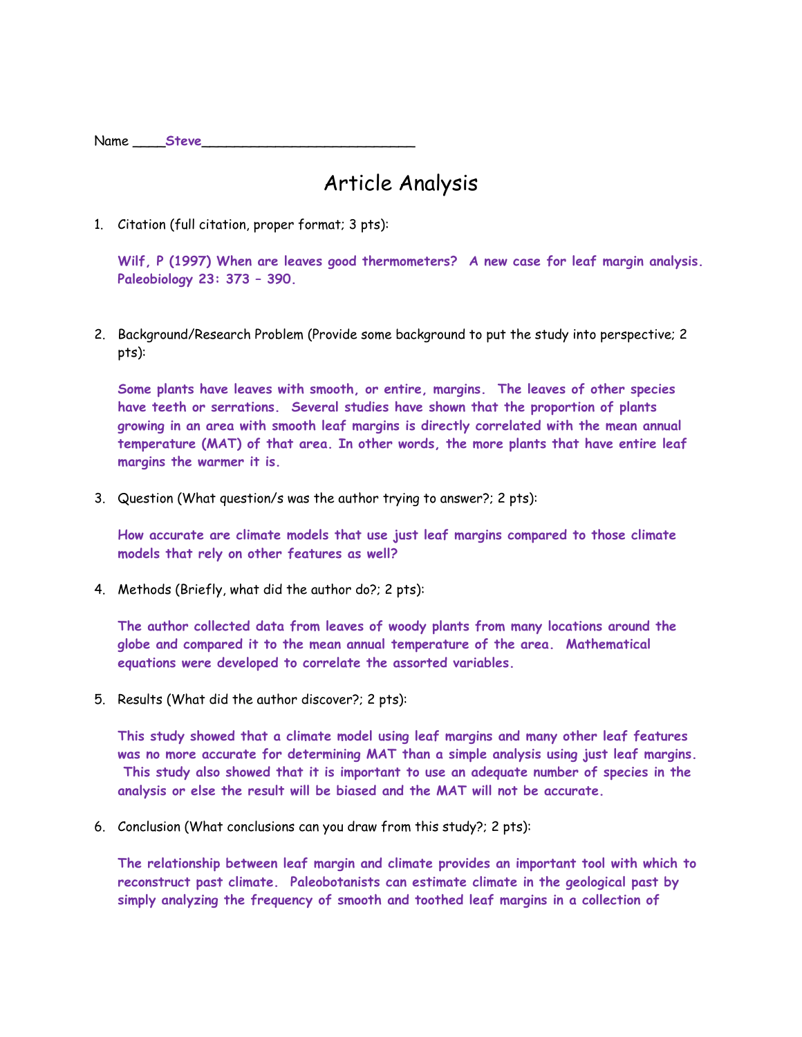Name ____Steve___________________________

# Article Analysis

1. Citation (full citation, proper format; 3 pts):

   **Wilf, P (1997) When are leaves good thermometers? A new case for leaf margin analysis. Paleobiology 23: 373 – 390.**

2. Background/Research Problem (Provide some background to put the study into perspective; 2 pts):

   **Some plants have leaves with smooth, or entire, margins. The leaves of other species have teeth or serrations. Several studies have shown that the proportion of plants growing in an area with smooth leaf margins is directly correlated with the mean annual temperature (MAT) of that area. In other words, the more plants that have entire leaf margins the warmer it is.**

3. Question (What question/s was the author trying to answer?; 2 pts):

   **How accurate are climate models that use just leaf margins compared to those climate models that rely on other features as well?**

4. Methods (Briefly, what did the author do?; 2 pts):

   **The author collected data from leaves of woody plants from many locations around the globe and compared it to the mean annual temperature of the area. Mathematical equations were developed to correlate the assorted variables.**

5. Results (What did the author discover?; 2 pts):

   **This study showed that a climate model using leaf margins and many other leaf features was no more accurate for determining MAT than a simple analysis using just leaf margins. This study also showed that it is important to use an adequate number of species in the analysis or else the result will be biased and the MAT will not be accurate.**

6. Conclusion (What conclusions can you draw from this study?; 2 pts):

   **The relationship between leaf margin and climate provides an important tool with which to reconstruct past climate. Paleobotanists can estimate climate in the geological past by simply analyzing the frequency of smooth and toothed leaf margins in a collection of**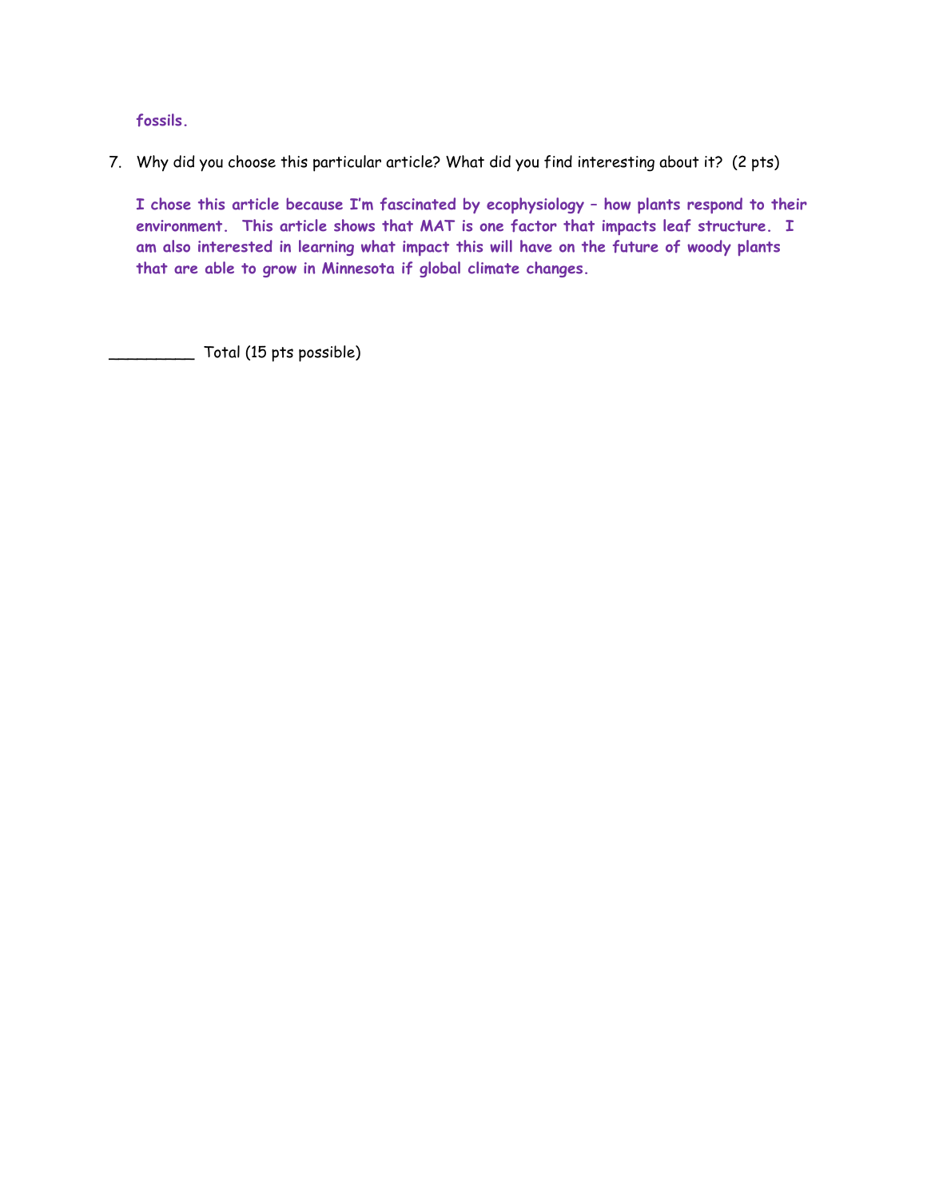**fossils.**

7. Why did you choose this particular article? What did you find interesting about it? (2 pts)

   **I chose this article because I'm fascinated by ecophysiology – how plants respond to their environment. This article shows that MAT is one factor that impacts leaf structure. I am also interested in learning what impact this will have on the future of woody plants that are able to grow in Minnesota if global climate changes.**

_________ Total (15 pts possible)